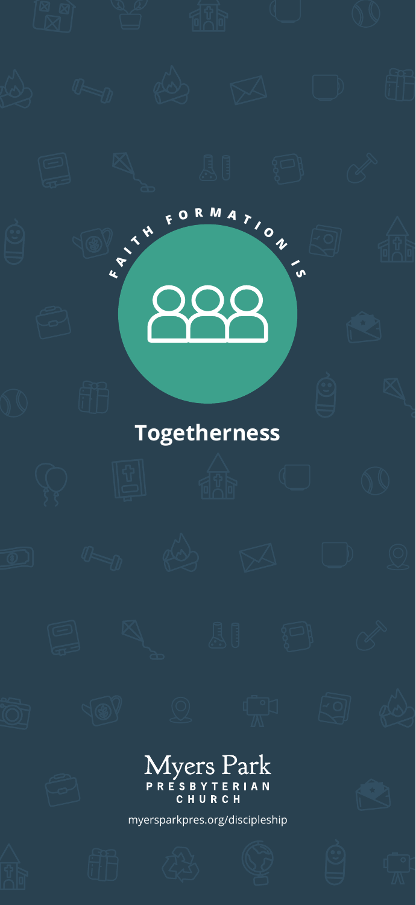FAITH FORMATION IS

# Togetherness

Myers Park
PRESBYTERIAN
CHURCH

myersparkpres.org/discipleship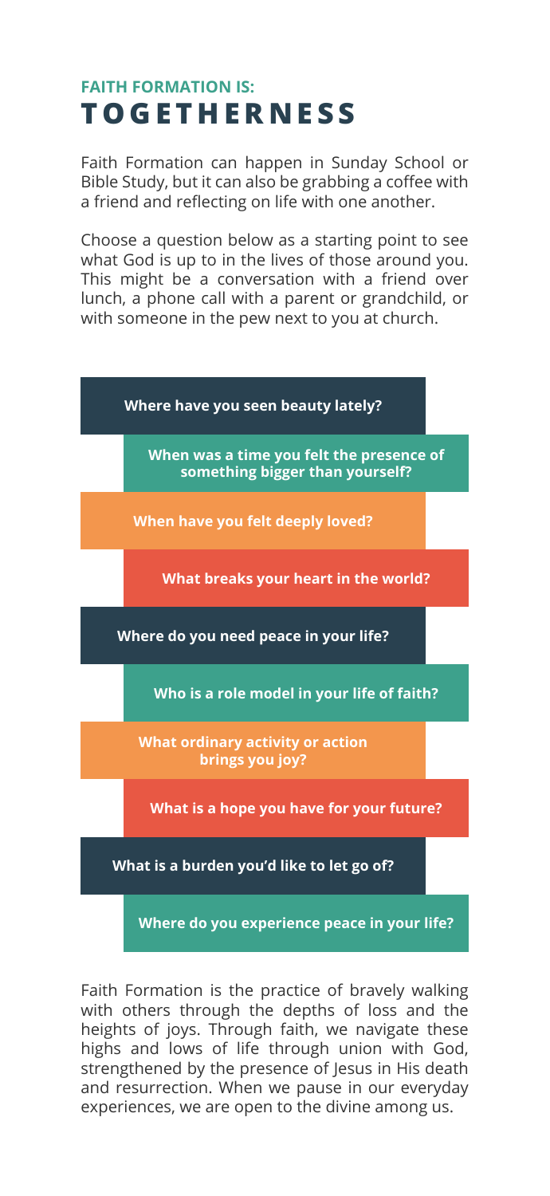**FAITH FORMATION IS:**

# TOGETHERNESS

Faith Formation can happen in Sunday School or Bible Study, but it can also be grabbing a coffee with a friend and reflecting on life with one another.

Choose a question below as a starting point to see what God is up to in the lives of those around you. This might be a conversation with a friend over lunch, a phone call with a parent or grandchild, or with someone in the pew next to you at church.

- **Where have you seen beauty lately?**
- **When was a time you felt the presence of something bigger than yourself?**
- **When have you felt deeply loved?**
- **What breaks your heart in the world?**
- **Where do you need peace in your life?**
- **Who is a role model in your life of faith?**
- **What ordinary activity or action brings you joy?**
- **What is a hope you have for your future?**
- **What is a burden you'd like to let go of?**
- **Where do you experience peace in your life?**

Faith Formation is the practice of bravely walking with others through the depths of loss and the heights of joys. Through faith, we navigate these highs and lows of life through union with God, strengthened by the presence of Jesus in His death and resurrection. When we pause in our everyday experiences, we are open to the divine among us.